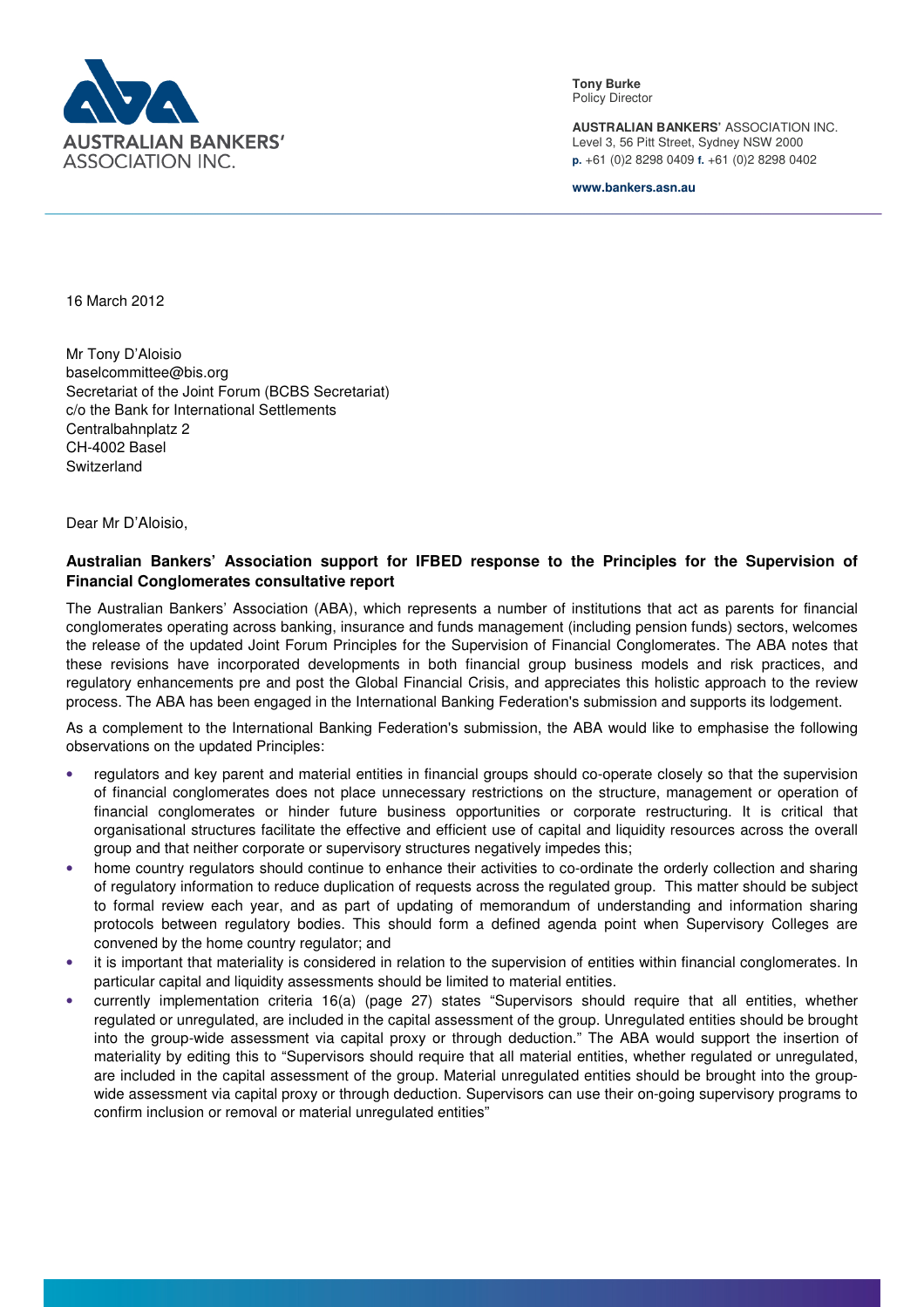AUSTRALIAN BANKERS' ASSOCIATION INC.

**Tony Burke**
Policy Director

**AUSTRALIAN BANKERS'** ASSOCIATION INC.
Level 3, 56 Pitt Street, Sydney NSW 2000
**p.** +61 (0)2 8298 0409 **f.** +61 (0)2 8298 0402

**www.bankers.asn.au**

16 March 2012

Mr Tony D'Aloisio
baselcommittee@bis.org
Secretariat of the Joint Forum (BCBS Secretariat)
c/o the Bank for International Settlements
Centralbahnplatz 2
CH-4002 Basel
Switzerland

Dear Mr D'Aloisio,

**Australian Bankers' Association support for IFBED response to the Principles for the Supervision of Financial Conglomerates consultative report**

The Australian Bankers' Association (ABA), which represents a number of institutions that act as parents for financial conglomerates operating across banking, insurance and funds management (including pension funds) sectors, welcomes the release of the updated Joint Forum Principles for the Supervision of Financial Conglomerates. The ABA notes that these revisions have incorporated developments in both financial group business models and risk practices, and regulatory enhancements pre and post the Global Financial Crisis, and appreciates this holistic approach to the review process. The ABA has been engaged in the International Banking Federation's submission and supports its lodgement.

As a complement to the International Banking Federation's submission, the ABA would like to emphasise the following observations on the updated Principles:

- regulators and key parent and material entities in financial groups should co-operate closely so that the supervision of financial conglomerates does not place unnecessary restrictions on the structure, management or operation of financial conglomerates or hinder future business opportunities or corporate restructuring. It is critical that organisational structures facilitate the effective and efficient use of capital and liquidity resources across the overall group and that neither corporate or supervisory structures negatively impedes this;
- home country regulators should continue to enhance their activities to co-ordinate the orderly collection and sharing of regulatory information to reduce duplication of requests across the regulated group. This matter should be subject to formal review each year, and as part of updating of memorandum of understanding and information sharing protocols between regulatory bodies. This should form a defined agenda point when Supervisory Colleges are convened by the home country regulator; and
- it is important that materiality is considered in relation to the supervision of entities within financial conglomerates. In particular capital and liquidity assessments should be limited to material entities.
- currently implementation criteria 16(a) (page 27) states "Supervisors should require that all entities, whether regulated or unregulated, are included in the capital assessment of the group. Unregulated entities should be brought into the group-wide assessment via capital proxy or through deduction." The ABA would support the insertion of materiality by editing this to "Supervisors should require that all material entities, whether regulated or unregulated, are included in the capital assessment of the group. Material unregulated entities should be brought into the group-wide assessment via capital proxy or through deduction. Supervisors can use their on-going supervisory programs to confirm inclusion or removal or material unregulated entities"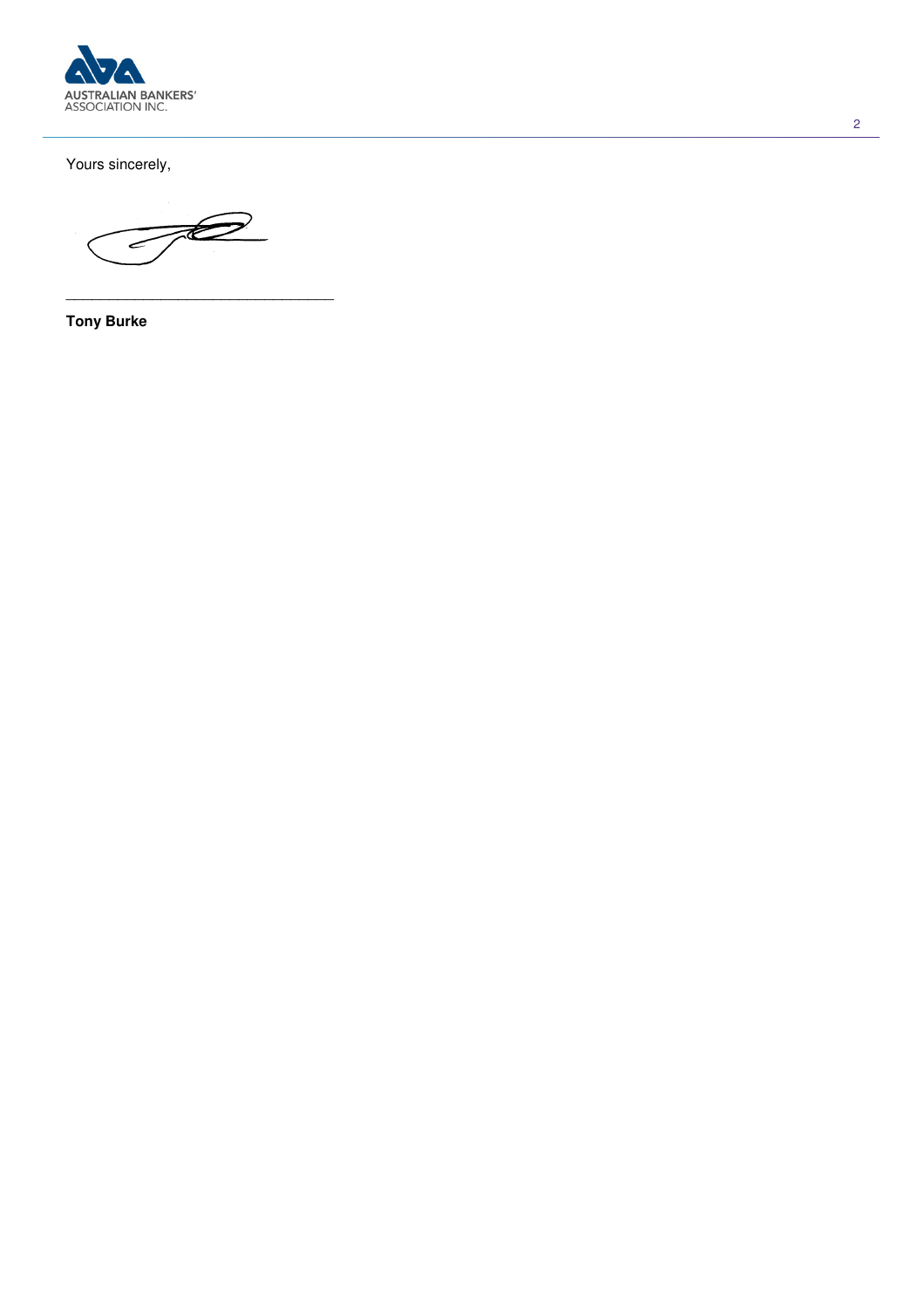Yours sincerely,

\_\_\_\_\_\_\_\_\_\_\_\_\_\_\_\_\_\_\_\_\_\_\_\_\_\_\_\_\_\_\_\_

**Tony Burke**